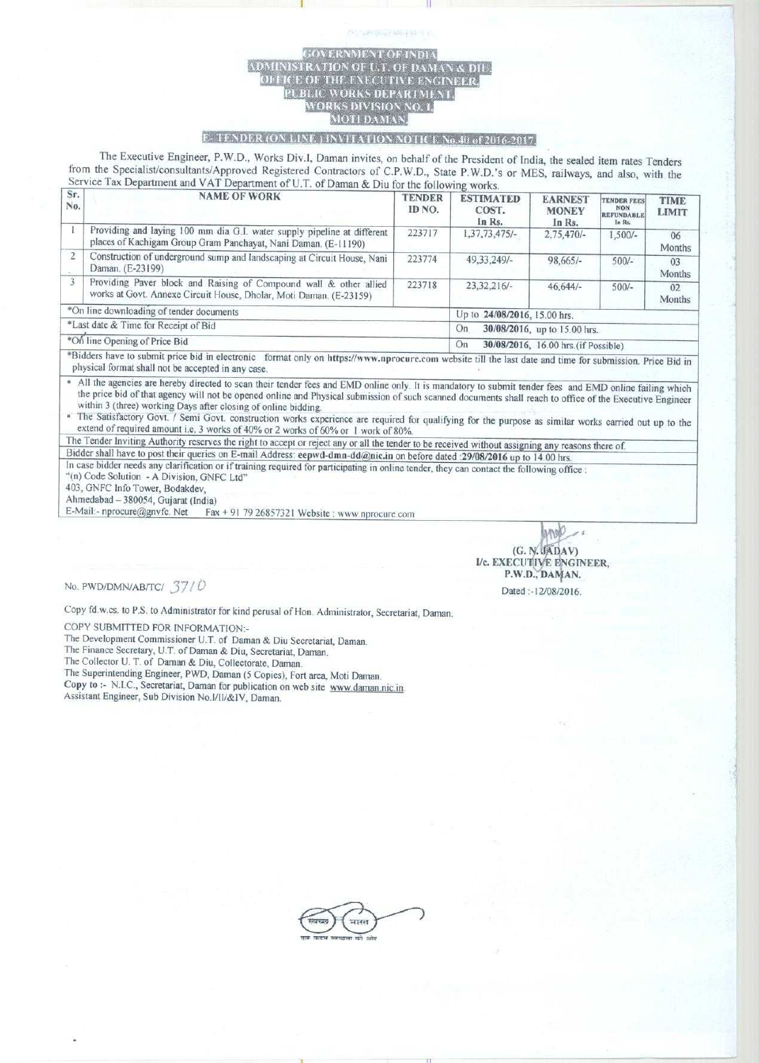# GOVERNMENT OF INDIA
## ADMINISTRATION OF U.T. OF DAMAN & DIU
## OFFICE OF THE EXECUTIVE ENGINEER
## PUBLIC WORKS DEPARTMENT
## WORKS DIVISION NO. 1
## MOTI DAMAN

### E-TENDER (ON LINE) INVITATION NOTICE No.40 of 2016-2017

The Executive Engineer, P.W.D., Works Div.I, Daman invites, on behalf of the President of India, the sealed item rates Tenders from the Specialist/consultants/Approved Registered Contractors of C.P.W.D., State P.W.D.'s or MES, railways, and also, with the Service Tax Department and VAT Department of U.T. of Daman & Diu for the following works.

| Sr. No. | NAME OF WORK | TENDER ID NO. | ESTIMATED COST. In Rs. | EARNEST MONEY In Rs. | TENDER FEES NON REFUNDABLE In Rs. | TIME LIMIT |
|---|---|---|---|---|---|---|
| 1 | Providing and laying 100 mm dia G.I. water supply pipeline at different places of Kachigam Group Gram Panchayat, Nani Daman. (E-11190) | 223717 | 1,37,73,475/- | 2,75,470/- | 1,500/- | 06 Months |
| 2 | Construction of underground sump and landscaping at Circuit House, Nani Daman. (E-23199) | 223774 | 49,33,249/- | 98,665/- | 500/- | 03 Months |
| 3 | Providing Paver block and Raising of Compound wall & other allied works at Govt. Annexe Circuit House, Dholar, Moti Daman. (E-23159) | 223718 | 23,32,216/- | 46,644/- | 500/- | 02 Months |
| *On line downloading of tender documents | | | Up to **24/08/2016**, 15.00 hrs. | | | |
| *Last date & Time for Receipt of Bid | | | On **30/08/2016**, up to 15.00 hrs. | | | |
| *On line Opening of Price Bid | | | On **30/08/2016**, 16.00 hrs.(if Possible) | | | |

*Bidders have to submit price bid in electronic format only on **https://www.nprocure.com** website till the last date and time for submission. Price Bid in physical format shall not be accepted in any case.

- All the agencies are hereby directed to scan their tender fees and EMD online only. It is mandatory to submit tender fees and EMD online failing which the price bid of that agency will not be opened online and Physical submission of such scanned documents shall reach to office of the Executive Engineer within 3 (three) working Days after closing of online bidding.
- The Satisfactory Govt. / Semi Govt. construction works experience are required for qualifying for the purpose as similar works carried out up to the extend of required amount i.e. 3 works of 40% or 2 works of 60% or 1 work of 80%.

The Tender Inviting Authority reserves the right to accept or reject any or all the tender to be received without assigning any reasons there of.

Bidder shall have to post their queries on E-mail Address: **eepwd-dmn-dd@nic.in** on before dated **29/08/2016** up to 14.00 hrs.

In case bidder needs any clarification or if training required for participating in online tender, they can contact the following office :
"(n) Code Solution - A Division, GNFC Ltd"
403, GNFC Info Tower, Bodakdev,
Ahmedabad – 380054, Gujarat (India)
E-Mail:- nprocure@gnvfc. Net Fax + 91 79 26857321 Website : www.nprocure.com

(G. N. JADAV)
I/c. EXECUTIVE ENGINEER,
P.W.D., DAMAN.

No. PWD/DMN/AB/TC/ 3710

Dated :-12/08/2016.

Copy fd.w.cs. to P.S. to Administrator for kind perusal of Hon. Administrator, Secretariat, Daman.

COPY SUBMITTED FOR INFORMATION:-
The Development Commissioner U.T. of Daman & Diu Secretariat, Daman.
The Finance Secretary, U.T. of Daman & Diu, Secretariat, Daman.
The Collector U. T. of Daman & Diu, Collectorate, Daman.
The Superintending Engineer, PWD, Daman (5 Copies), Fort area, Moti Daman.
**Copy to :-** N.I.C., Secretariat, Daman for publication on web site www.daman.nic.in
Assistant Engineer, Sub Division No.I/II/&IV, Daman.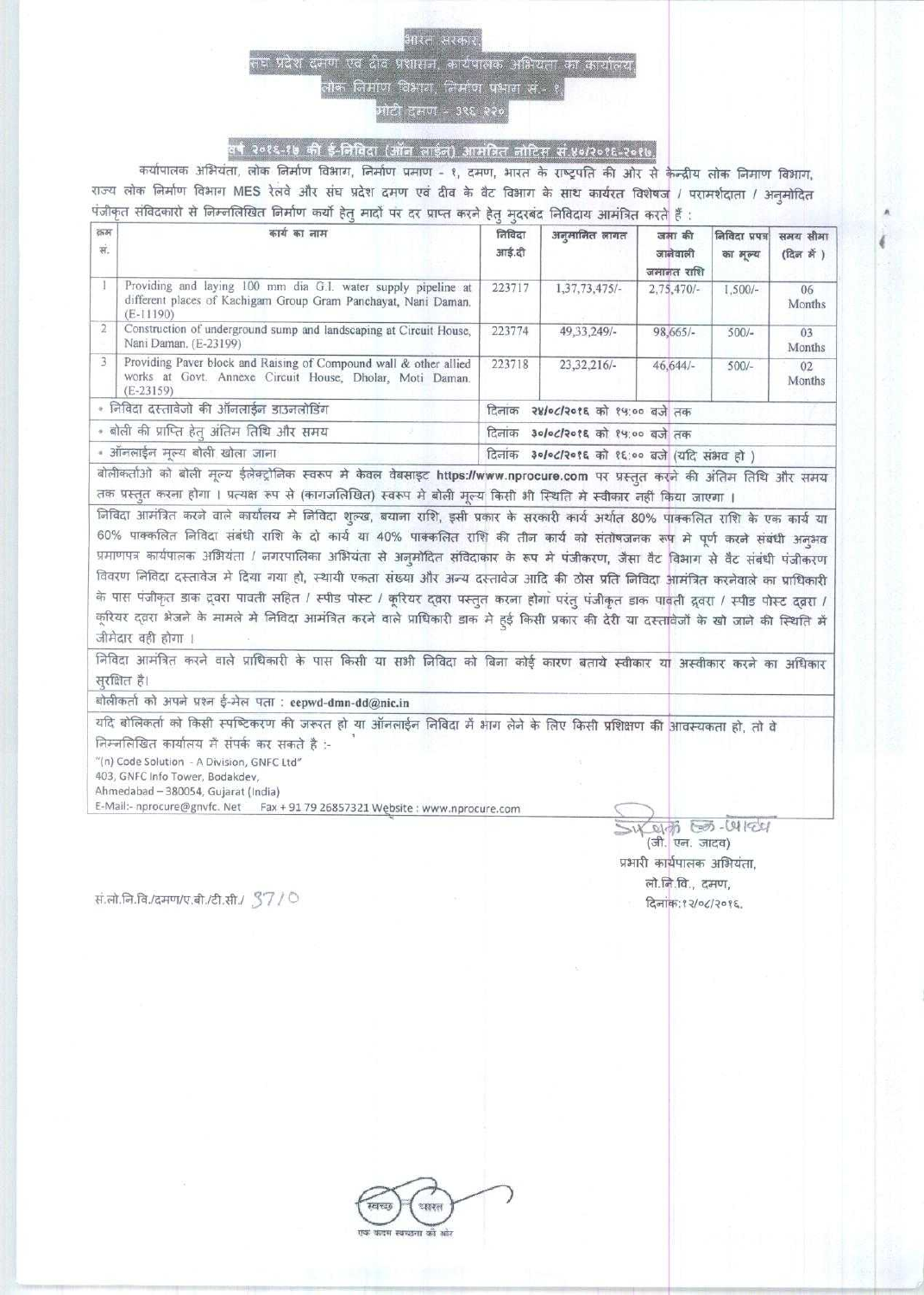भारत सरकार,
संघ प्रदेश दमण एवं दीव प्रशासन, कार्यपालक अभियंता का कार्यालय,
लोक निर्माण विभाग, निर्माण प्रभाग सं.- १,
मोटी दमण - ३९६ २२०.

**वर्ष २०१६-१७ की ई-निविदा (ऑन लाईन) आमंत्रित नोटिस सं.४०/२०१६-२०१७**

कार्यपालक अभियंता, लोक निर्माण विभाग, निर्माण प्रभाग - १, दमण, भारत के राष्ट्रपति की ओर से केन्द्रीय लोक निर्माण विभाग, राज्य लोक निर्माण विभाग MES रेलवे और संघ प्रदेश दमण एवं दीव के वैट विभाग के साथ कार्यरत विशेषज्ञ / परामर्शदाता / अनुमोदित पंजीकृत संविदकारो से निम्नलिखित निर्माण कार्यो हेतु मादों पर दर प्राप्त करने हेतु मुदरबंद निविदाय आमंत्रित करते हैं :

| क्रम सं. | कार्य का नाम | निविदा आई.डी | अनुमानित लागत | जमा की जानेवाली जमानत राशि | निविदा प्रपत्र का मूल्य | समय सीमा (दिन में) |
|---|---|---|---|---|---|---|
| 1 | Providing and laying 100 mm dia G.I. water supply pipeline at different places of Kachigam Group Gram Panchayat, Nani Daman. (E-11190) | 223717 | 1,37,73,475/- | 2,75,470/- | 1,500/- | 06 Months |
| 2 | Construction of underground sump and landscaping at Circuit House, Nani Daman. (E-23199) | 223774 | 49,33,249/- | 98,665/- | 500/- | 03 Months |
| 3 | Providing Paver block and Raising of Compound wall & other allied works at Govt. Annexe Circuit House, Dholar, Moti Daman. (E-23159) | 223718 | 23,32,216/- | 46,644/- | 500/- | 02 Months |
| • निविदा दस्तावेजो की ऑनलाईन डाउनलोडिंग | | दिनांक २४/०८/२०१६ को १५:०० बजे तक | | | | |
| • बोली की प्राप्ति हेतु अंतिम तिथि और समय | | दिनांक ३०/०८/२०१६ को १५:०० बजे तक | | | | |
| • ऑनलाईन मूल्य बोली खोला जाना | | दिनांक ३०/०८/२०१६ को १६:०० बजे (यदि संभव हो ) | | | | |

बोलीकर्ताओ को बोली मूल्य ईलेक्ट्रोनिक स्वरूप मे केवल वेबसाइट **https://www.nprocure.com** पर प्रस्तुत करने की अंतिम तिथि और समय तक प्रस्तुत करना होगा । प्रत्यक्ष रूप से (कागजलिखित) स्वरूप मे बोली मूल्य किसी भी स्थिति मे स्वीकार नहीं किया जाएगा ।

निविदा आमंत्रित करने वाले कार्यालय मे निविदा शुल्क, बयाना राशि, इसी प्रकार के सरकारी कार्य अर्थात 80% पाक्कलित राशि के एक कार्य या 60% पाक्कलित निविदा संबंधी राशि के दो कार्य या 40% पाक्कलित राशि की तीन कार्य को संतोषजनक रूप मे पूर्ण करने संबंधी अनुभव प्रमाणपत्र कार्यपालक अभियंता / नगरपालिका अभियंता से अनुमोदित संविदाकार के रूप मे पंजीकरण, जैसा वैट विभाग से वैट संबंधी पंजीकरण विवरण निविदा दस्तावेज मे दिया गया हो, स्थायी एकता संख्या और अन्य दस्तावेज आदि की ठोस प्रति निविदा आमंत्रित करनेवाले का प्राधिकारी के पास पंजीकृत डाक द्वारा पावती सहित / स्पीड पोस्ट / कूरियर द्वारा प्रस्तुत करना होगा परंतु पंजीकृत डाक पावती द्वारा / स्पीड पोस्ट द्वारा / कूरियर द्वारा भेजने के मामले मे निविदा आमंत्रित करने वाले प्राधिकारी डाक मे हुई किसी प्रकार की देरी या दस्तावेजों के खो जाने की स्थिति में जीमेदार वही होगा ।

निविदा आमंत्रित करने वाले प्राधिकारी के पास किसी या सभी निविदा को बिना कोई कारण बताये स्वीकार या अस्वीकार करने का अधिकार सुरक्षित है।

बोलीकर्ता को अपने प्रश्न ई-मेल पता : **eepwd-dmn-dd@nic.in**

यदि बोलिकर्ता को किसी स्पष्टिकरण की जरूरत हो या ऑनलाईन निविदा में भाग लेने के लिए किसी प्रशिक्षण की आवस्यकता हो, तो वे निम्नलिखित कार्यालय से संपर्क कर सकते है :-

"(n) Code Solution - A Division, GNFC Ltd"
403, GNFC Info Tower, Bodakdev,
Ahmedabad – 380054, Gujarat (India)
E-Mail:- nprocure@gnvfc. Net Fax + 91 79 26857321 Website : www.nprocure.com

(जी. एन. जादव)
प्रभारी कार्यपालक अभियंता,
लो.नि.वि., दमण,
दिनांक:१२/०८/२०१६.

सं.लो.नि.वि./दमण/ए.बी./टी.सी./ 3710

स्वच्छ भारत
एक कदम स्वच्छता की ओर